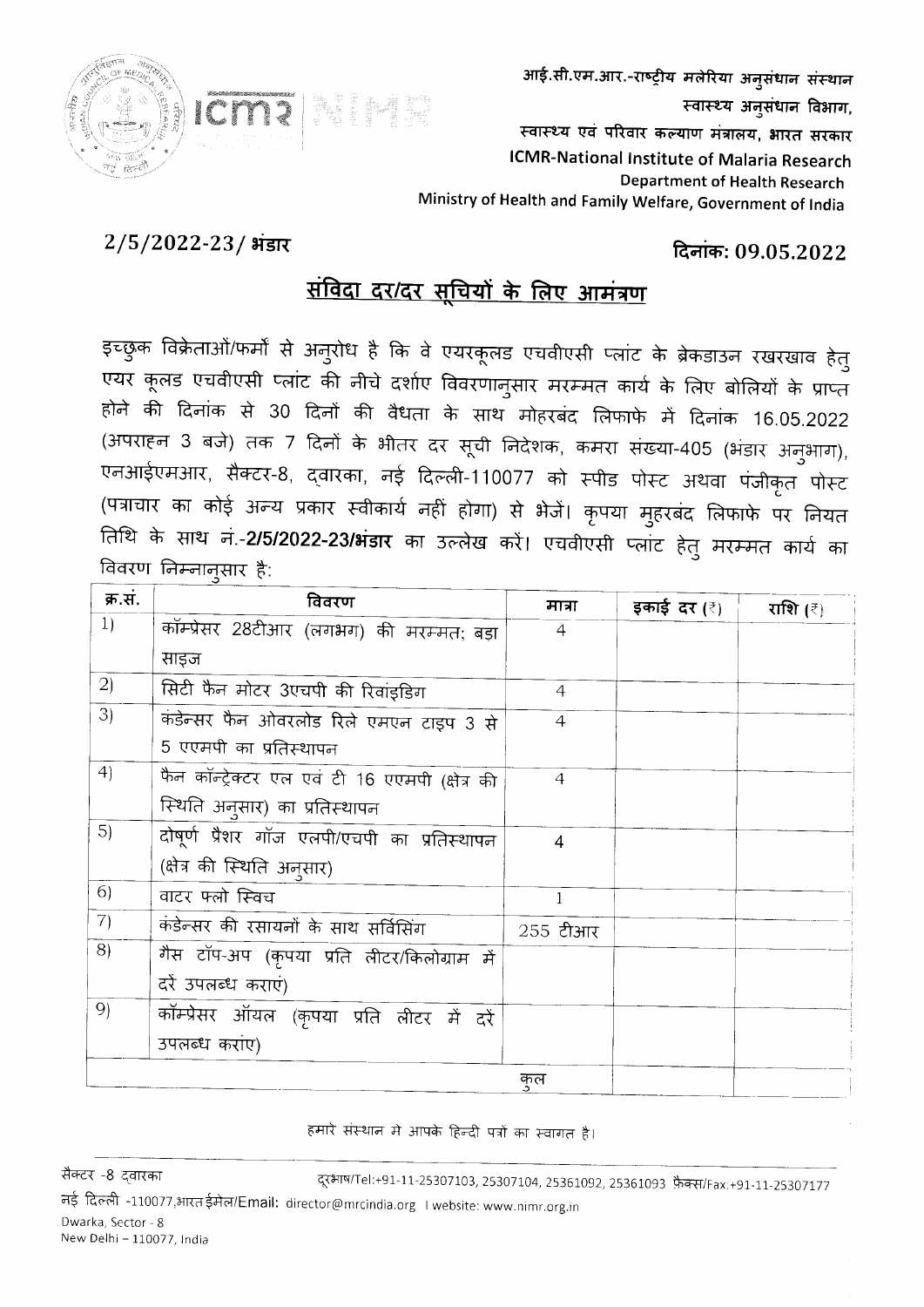आई.सी.एम.आर.-राष्ट्रीय मलेरिया अनुसंधान संस्थान
स्वास्थ्य अनुसंधान विभाग,
स्वास्थ्य एवं परिवार कल्याण मंत्रालय, भारत सरकार
ICMR-National Institute of Malaria Research
Department of Health Research
Ministry of Health and Family Welfare, Government of India

**2/5/2022-23/ भंडार** **दिनांक: 09.05.2022**

## संविदा दर/दर सूचियों के लिए आमंत्रण

इच्छुक विक्रेताओं/फर्मों से अनुरोध है कि वे एयरकूलड एचवीएसी प्लांट के ब्रेकडाउन रखरखाव हेतु एयर कूलड एचवीएसी प्लांट की नीचे दर्शाए विवरणानुसार मरम्मत कार्य के लिए बोलियों के प्राप्त होने की दिनांक से 30 दिनों की वैधता के साथ मोहरबंद लिफाफे में दिनांक 16.05.2022 (अपराहन 3 बजे) तक 7 दिनों के भीतर दर सूची निदेशक, कमरा संख्या-405 (भंडार अनुभाग), एनआईएमआर, सैक्टर-8, द्वारका, नई दिल्ली-110077 को स्पीड पोस्ट अथवा पंजीकृत पोस्ट (पत्राचार का कोई अन्य प्रकार स्वीकार्य नहीं होगा) से भेजें। कृपया मुहरबंद लिफाफे पर नियत तिथि के साथ नं.-**2/5/2022-23/भंडार** का उल्लेख करें। एचवीएसी प्लांट हेतु मरम्मत कार्य का विवरण निम्नानुसार है:

| क्र.सं. | विवरण | मात्रा | इकाई दर (₹) | राशि (₹) |
|---|---|---|---|---|
| 1) | कॉम्प्रेसर 28टीआर (लगभग) की मरम्मत; बड़ा साइज | 4 | | |
| 2) | सिटी फैन मोटर 3एचपी की रिवांइडिंग | 4 | | |
| 3) | कंडेन्सर फैन ओवरलोड रिले एमएन टाइप 3 से 5 एएमपी का प्रतिस्थापन | 4 | | |
| 4) | फैन कॉन्ट्रेक्टर एल एवं टी 16 एएमपी (क्षेत्र की स्थिति अनुसार) का प्रतिस्थापन | 4 | | |
| 5) | दोषूर्ण प्रैशर गॉज एलपी/एचपी का प्रतिस्थापन (क्षेत्र की स्थिति अनुसार) | 4 | | |
| 6) | वाटर फ्लो स्विच | 1 | | |
| 7) | कंडेन्सर की रसायनों के साथ सर्विसिंग | 255 टीआर | | |
| 8) | गैस टॉप-अप (कृपया प्रति लीटर/किलोग्राम में दरें उपलब्ध कराएं) | | | |
| 9) | कॉम्प्रेसर ऑयल (कृपया प्रति लीटर में दरें उपलब्ध कराएं) | | | |
| | | कुल | | |

हमारे संस्थान मे आपके हिन्दी पत्रों का स्वागत है।

सैक्टर -8 द्वारका दूरभाष/Tel:+91-11-25307103, 25307104, 25361092, 25361093 फ़ैक्स/Fax:+91-11-25307177
नई दिल्ली -110077,भारत ईमेल/Email: director@mrcindia.org I website: www.nimr.org.in
Dwarka, Sector - 8
New Delhi – 110077, India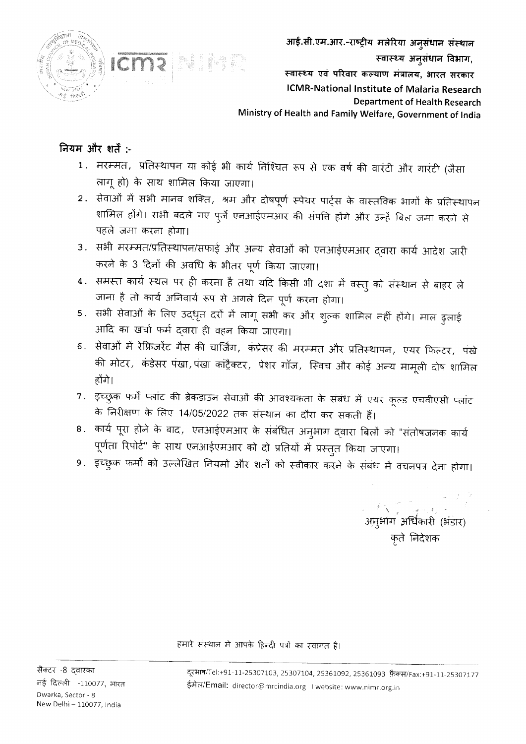आई.सी.एम.आर.-राष्ट्रीय मलेरिया अनुसंधान संस्थान
स्वास्थ्य अनुसंधान विभाग,
स्वास्थ्य एवं परिवार कल्याण मंत्रालय, भारत सरकार
ICMR-National Institute of Malaria Research
Department of Health Research
Ministry of Health and Family Welfare, Government of India

## नियम और शर्तें :-

1. मरम्मत, प्रतिस्थापन या कोई भी कार्य निश्चित रूप से एक वर्ष की वारंटी और गारंटी (जैसा लागू हो) के साथ शामिल किया जाएगा।
2. सेवाओं में सभी मानव शक्ति, श्रम और दोषपूर्ण स्पेयर पार्ट्स के वास्तविक भागों के प्रतिस्थापन शामिल होंगे। सभी बदले गए पुर्जे एनआईएमआर की संपति होंगे और उन्हें बिल जमा करने से पहले जमा करना होगा।
3. सभी मरम्मत/प्रतिस्थापन/सफाई और अन्य सेवाओं को एनआईएमआर द्वारा कार्य आदेश जारी करने के 3 दिनों की अवधि के भीतर पूर्ण किया जाएगा।
4. समस्त कार्य स्थल पर ही करना है तथा यदि किसी भी दशा में वस्तु को संस्थान से बाहर ले जाना है तो कार्य अनिवार्य रूप से अगले दिन पूर्ण करना होगा।
5. सभी सेवाओं के लिए उद्धृत दरों में लागू सभी कर और शुल्क शामिल नहीं होंगे। माल ढुलाई आदि का खर्चा फर्म द्वारा ही वहन किया जाएगा।
6. सेवाओं में रेफ्रिजरेंट गैस की चार्जिंग, कंप्रेसर की मरम्मत और प्रतिस्थापन, एयर फिल्टर, पंखे की मोटर, कंडेसर पंखा, पंखा कांट्रैक्टर, प्रेशर गॉज, स्विच और कोई अन्य मामूली दोष शामिल होंगे।
7. इच्छुक फर्म प्लांट की ब्रेकडाउन सेवाओं की आवश्यकता के संबंध में एयर कूल्ड एचवीएसी प्लांट के निरीक्षण के लिए 14/05/2022 तक संस्थान का दौरा कर सकती हैं।
8. कार्य पूरा होने के बाद, एनआईएमआर के संबंधित अनुभाग द्वारा बिलों को "संतोषजनक कार्य पूर्णता रिपोर्ट" के साथ एनआईएमआर को दो प्रतियों में प्रस्तुत किया जाएगा।
9. इच्छुक फर्मों को उल्लेखित नियमों और शर्तों को स्वीकार करने के संबंध में वचनपत्र देना होगा।

अनुभाग अधिकारी (भंडार)
कृते निदेशक

हमारे संस्थान मे आपके हिन्दी पत्रों का स्वागत है।

सैक्टर -8 द्वारका
नई दिल्ली -110077, भारत
Dwarka, Sector - 8
New Delhi – 110077, India

दूरभाष/Tel:+91-11-25307103, 25307104, 25361092, 25361093 फ़ैक्स/Fax:+91-11-25307177
ईमेल/Email: director@mrcindia.org I website: www.nimr.org.in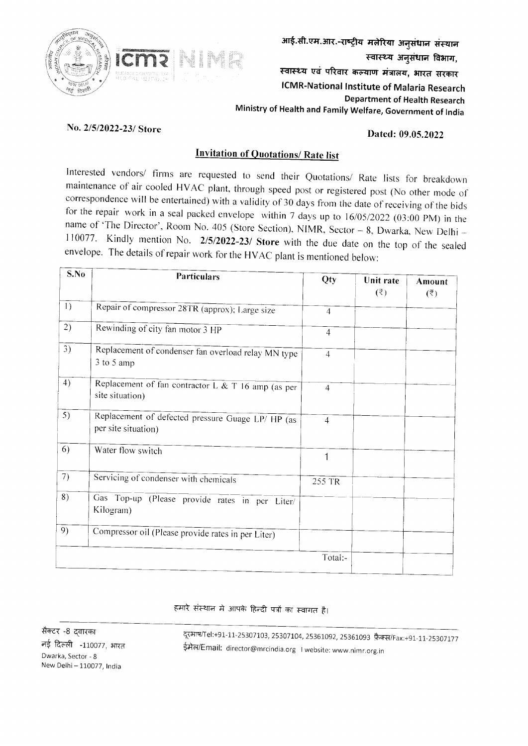आई.सी.एम.आर.-राष्ट्रीय मलेरिया अनुसंधान संस्थान
स्वास्थ्य अनुसंधान विभाग,
स्वास्थ्य एवं परिवार कल्याण मंत्रालय, भारत सरकार
**ICMR-National Institute of Malaria Research**
**Department of Health Research**
**Ministry of Health and Family Welfare, Government of India**

**No. 2/5/2022-23/ Store** **Dated: 09.05.2022**

## Invitation of Quotations/ Rate list

Interested vendors/ firms are requested to send their Quotations/ Rate lists for breakdown maintenance of air cooled HVAC plant, through speed post or registered post (No other mode of correspondence will be entertained) with a validity of 30 days from the date of receiving of the bids for the repair work in a seal packed envelope within 7 days up to 16/05/2022 (03:00 PM) in the name of 'The Director', Room No. 405 (Store Section), NIMR, Sector – 8, Dwarka, New Delhi – 110077. Kindly mention No. **2/5/2022-23/ Store** with the due date on the top of the sealed envelope. The details of repair work for the HVAC plant is mentioned below:

| S.No | Particulars | Qty | Unit rate (₹) | Amount (₹) |
|---|---|---|---|---|
| 1) | Repair of compressor 28TR (approx); Large size | 4 | | |
| 2) | Rewinding of city fan motor 3 HP | 4 | | |
| 3) | Replacement of condenser fan overload relay MN type 3 to 5 amp | 4 | | |
| 4) | Replacement of fan contractor L & T 16 amp (as per site situation) | 4 | | |
| 5) | Replacement of defected pressure Guage LP/ HP (as per site situation) | 4 | | |
| 6) | Water flow switch | 1 | | |
| 7) | Servicing of condenser with chemicals | 255 TR | | |
| 8) | Gas Top-up (Please provide rates in per Liter/ Kilogram) | | | |
| 9) | Compressor oil (Please provide rates in per Liter) | | | |
| | | Total:- | | |

हमारे संस्थान मे आपके हिन्दी पत्रों का स्वागत है।

सैक्टर -8 द्वारका
नई दिल्ली -110077, भारत
Dwarka, Sector - 8
New Delhi – 110077, India

दूरभाष/Tel:+91-11-25307103, 25307104, 25361092, 25361093 फ़ैक्स/Fax:+91-11-25307177
ईमेल/Email: director@mrcindia.org I website: www.nimr.org.in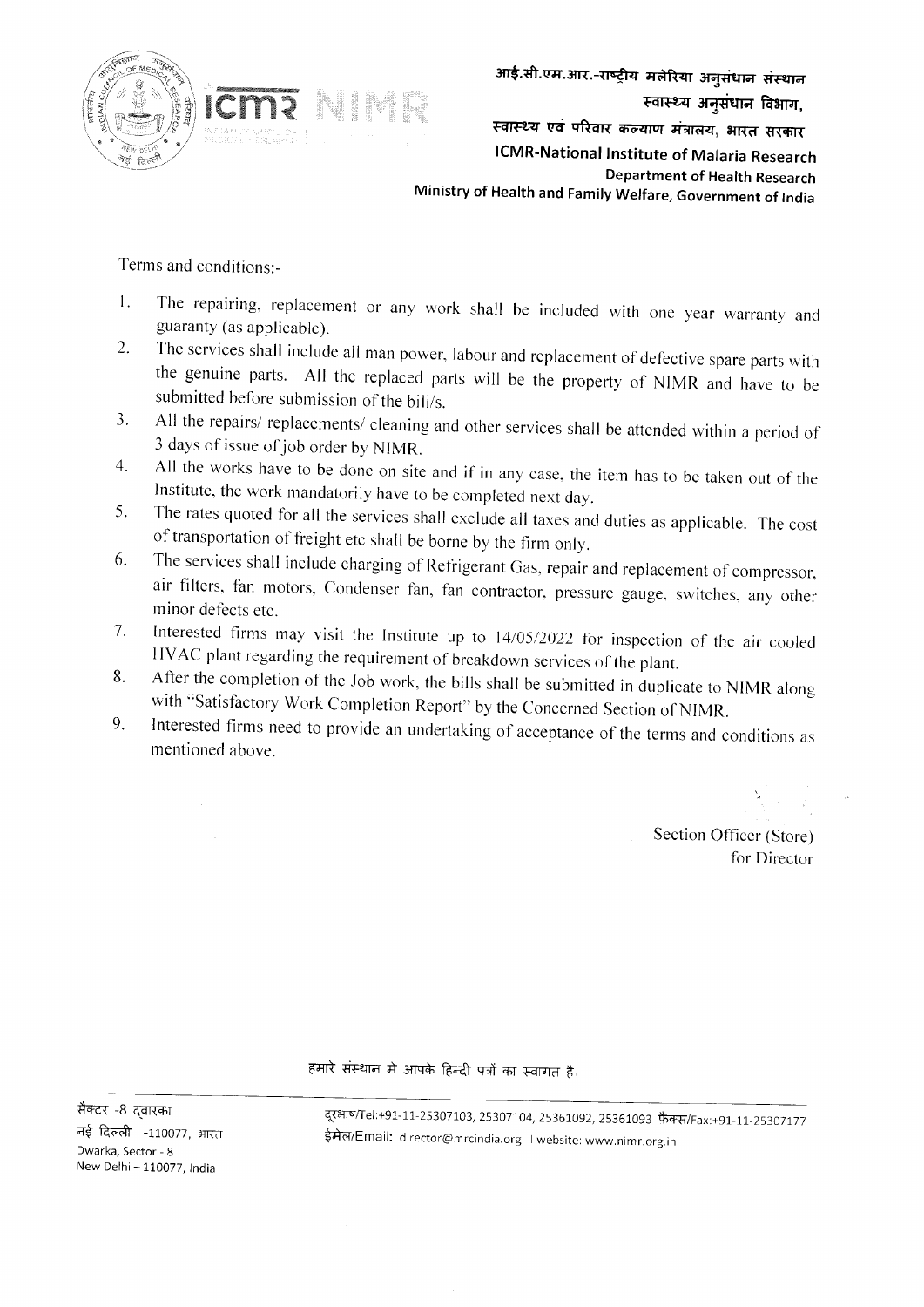आई.सी.एम.आर.-राष्ट्रीय मलेरिया अनुसंधान संस्थान
स्वास्थ्य अनुसंधान विभाग,
स्वास्थ्य एवं परिवार कल्याण मंत्रालय, भारत सरकार
ICMR-National Institute of Malaria Research
Department of Health Research
Ministry of Health and Family Welfare, Government of India

Terms and conditions:-

1. The repairing, replacement or any work shall be included with one year warranty and guaranty (as applicable).
2. The services shall include all man power, labour and replacement of defective spare parts with the genuine parts. All the replaced parts will be the property of NIMR and have to be submitted before submission of the bill/s.
3. All the repairs/ replacements/ cleaning and other services shall be attended within a period of 3 days of issue of job order by NIMR.
4. All the works have to be done on site and if in any case, the item has to be taken out of the Institute, the work mandatorily have to be completed next day.
5. The rates quoted for all the services shall exclude all taxes and duties as applicable. The cost of transportation of freight etc shall be borne by the firm only.
6. The services shall include charging of Refrigerant Gas, repair and replacement of compressor, air filters, fan motors, Condenser fan, fan contractor, pressure gauge, switches, any other minor defects etc.
7. Interested firms may visit the Institute up to 14/05/2022 for inspection of the air cooled HVAC plant regarding the requirement of breakdown services of the plant.
8. After the completion of the Job work, the bills shall be submitted in duplicate to NIMR along with "Satisfactory Work Completion Report" by the Concerned Section of NIMR.
9. Interested firms need to provide an undertaking of acceptance of the terms and conditions as mentioned above.

Section Officer (Store)
for Director

हमारे संस्थान मे आपके हिन्दी पत्रों का स्वागत है।

सैक्टर -8 द्वारका
नई दिल्ली -110077, भारत
Dwarka, Sector - 8
New Delhi – 110077, India

दूरभाष/Tel:+91-11-25307103, 25307104, 25361092, 25361093 फैक्स/Fax:+91-11-25307177
ईमेल/Email: director@mrcindia.org | website: www.nimr.org.in